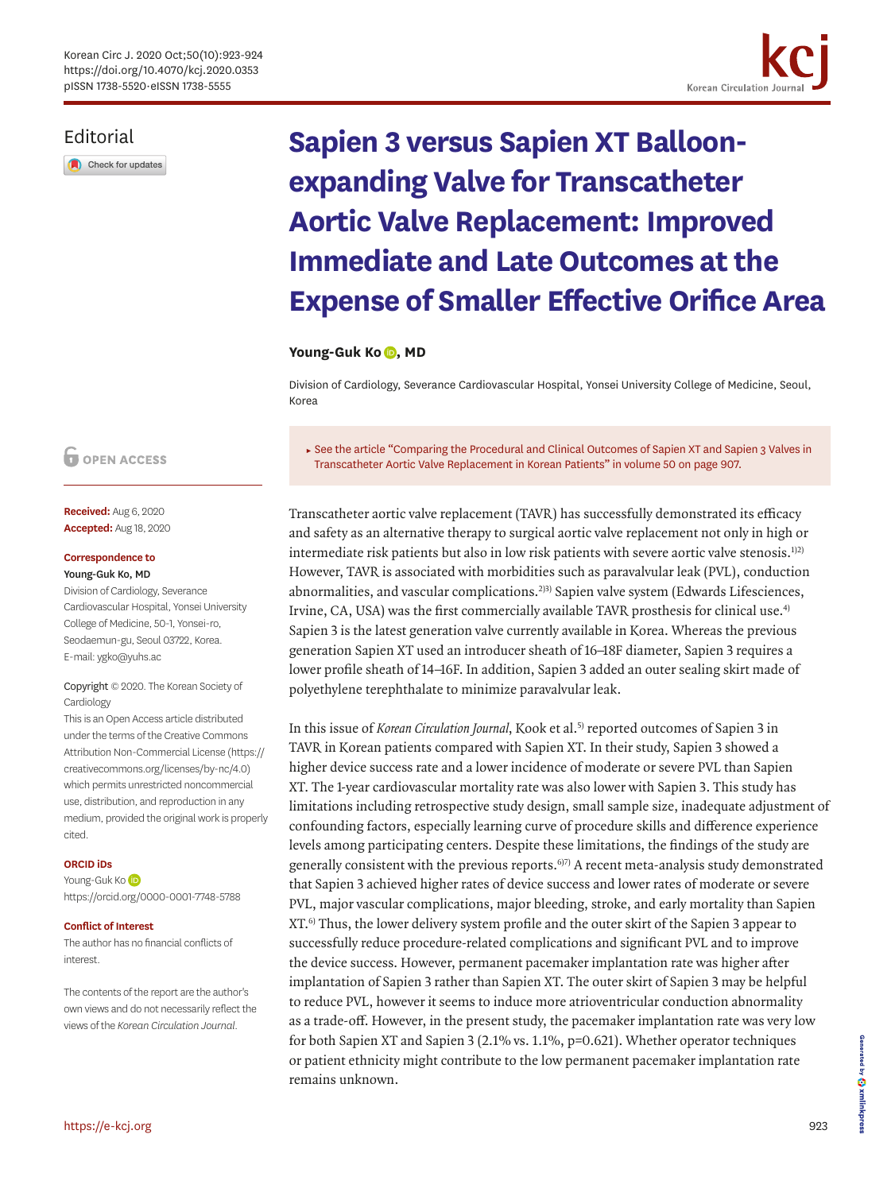Editorial

# Sapien 3 versus Sapien XT Balloon-expanding Valve for Transcatheter Aortic Valve Replacement: Improved Immediate and Late Outcomes at the Expense of Smaller Effective Orifice Area

**Young-Guk Ko, MD**

Division of Cardiology, Severance Cardiovascular Hospital, Yonsei University College of Medicine, Seoul, Korea

▸ See the article "Comparing the Procedural and Clinical Outcomes of Sapien XT and Sapien 3 Valves in Transcatheter Aortic Valve Replacement in Korean Patients" in volume 50 on page 907.

OPEN ACCESS

**Received:** Aug 6, 2020
**Accepted:** Aug 18, 2020

**Correspondence to**
**Young-Guk Ko, MD**
Division of Cardiology, Severance Cardiovascular Hospital, Yonsei University College of Medicine, 50-1, Yonsei-ro, Seodaemun-gu, Seoul 03722, Korea.
E-mail: ygko@yuhs.ac

Copyright © 2020. The Korean Society of Cardiology
This is an Open Access article distributed under the terms of the Creative Commons Attribution Non-Commercial License (https://creativecommons.org/licenses/by-nc/4.0) which permits unrestricted noncommercial use, distribution, and reproduction in any medium, provided the original work is properly cited.

**ORCID iDs**
Young-Guk Ko
https://orcid.org/0000-0001-7748-5788

**Conflict of Interest**
The author has no financial conflicts of interest.

The contents of the report are the author's own views and do not necessarily reflect the views of the *Korean Circulation Journal*.

Transcatheter aortic valve replacement (TAVR) has successfully demonstrated its efficacy and safety as an alternative therapy to surgical aortic valve replacement not only in high or intermediate risk patients but also in low risk patients with severe aortic valve stenosis.[1)2)] However, TAVR is associated with morbidities such as paravalvular leak (PVL), conduction abnormalities, and vascular complications.[2)3)] Sapien valve system (Edwards Lifesciences, Irvine, CA, USA) was the first commercially available TAVR prosthesis for clinical use.[4)] Sapien 3 is the latest generation valve currently available in Korea. Whereas the previous generation Sapien XT used an introducer sheath of 16–18F diameter, Sapien 3 requires a lower profile sheath of 14–16F. In addition, Sapien 3 added an outer sealing skirt made of polyethylene terephthalate to minimize paravalvular leak.

In this issue of *Korean Circulation Journal*, Kook et al.[5)] reported outcomes of Sapien 3 in TAVR in Korean patients compared with Sapien XT. In their study, Sapien 3 showed a higher device success rate and a lower incidence of moderate or severe PVL than Sapien XT. The 1-year cardiovascular mortality rate was also lower with Sapien 3. This study has limitations including retrospective study design, small sample size, inadequate adjustment of confounding factors, especially learning curve of procedure skills and difference experience levels among participating centers. Despite these limitations, the findings of the study are generally consistent with the previous reports.[6)7)] A recent meta-analysis study demonstrated that Sapien 3 achieved higher rates of device success and lower rates of moderate or severe PVL, major vascular complications, major bleeding, stroke, and early mortality than Sapien XT.[6)] Thus, the lower delivery system profile and the outer skirt of the Sapien 3 appear to successfully reduce procedure-related complications and significant PVL and to improve the device success. However, permanent pacemaker implantation rate was higher after implantation of Sapien 3 rather than Sapien XT. The outer skirt of Sapien 3 may be helpful to reduce PVL, however it seems to induce more atrioventricular conduction abnormality as a trade-off. However, in the present study, the pacemaker implantation rate was very low for both Sapien XT and Sapien 3 (2.1% vs. 1.1%, $p=0.621$). Whether operator techniques or patient ethnicity might contribute to the low permanent pacemaker implantation rate remains unknown.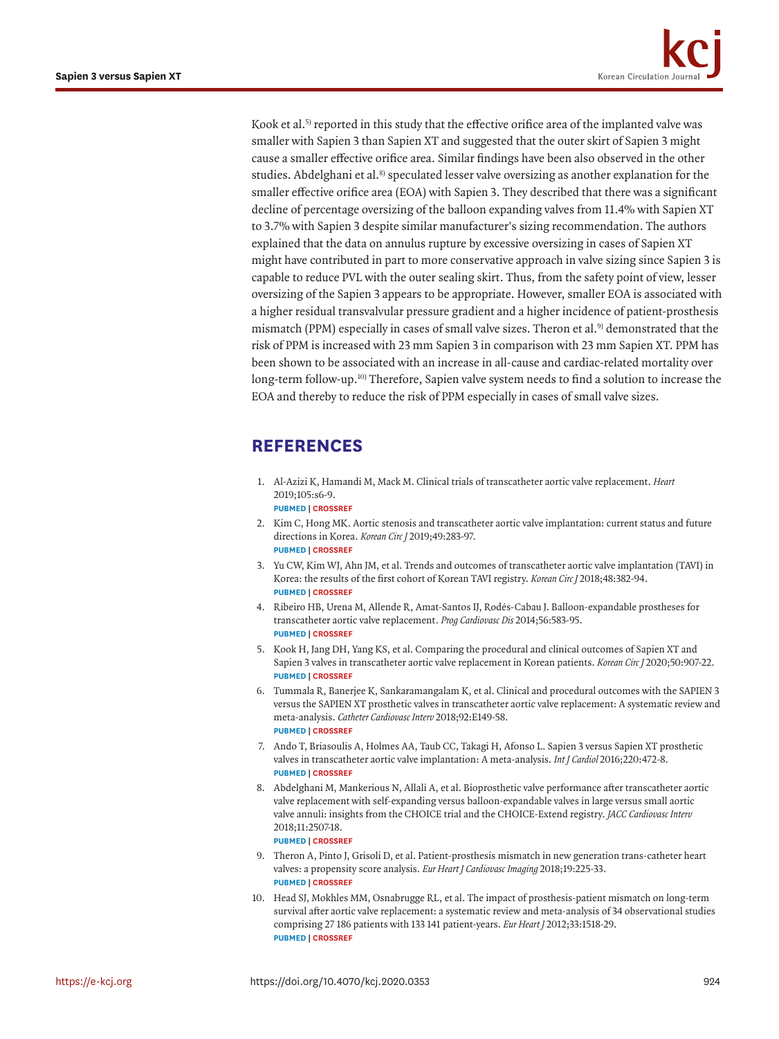Kook et al.[5] reported in this study that the effective orifice area of the implanted valve was smaller with Sapien 3 than Sapien XT and suggested that the outer skirt of Sapien 3 might cause a smaller effective orifice area. Similar findings have been also observed in the other studies. Abdelghani et al.[8] speculated lesser valve oversizing as another explanation for the smaller effective orifice area (EOA) with Sapien 3. They described that there was a significant decline of percentage oversizing of the balloon expanding valves from 11.4% with Sapien XT to 3.7% with Sapien 3 despite similar manufacturer's sizing recommendation. The authors explained that the data on annulus rupture by excessive oversizing in cases of Sapien XT might have contributed in part to more conservative approach in valve sizing since Sapien 3 is capable to reduce PVL with the outer sealing skirt. Thus, from the safety point of view, lesser oversizing of the Sapien 3 appears to be appropriate. However, smaller EOA is associated with a higher residual transvalvular pressure gradient and a higher incidence of patient-prosthesis mismatch (PPM) especially in cases of small valve sizes. Theron et al.[9] demonstrated that the risk of PPM is increased with 23 mm Sapien 3 in comparison with 23 mm Sapien XT. PPM has been shown to be associated with an increase in all-cause and cardiac-related mortality over long-term follow-up.[10] Therefore, Sapien valve system needs to find a solution to increase the EOA and thereby to reduce the risk of PPM especially in cases of small valve sizes.

## REFERENCES

1. Al-Azizi K, Hamandi M, Mack M. Clinical trials of transcatheter aortic valve replacement. *Heart* 2019;105:s6-9.
   **PUBMED | CROSSREF**
2. Kim C, Hong MK. Aortic stenosis and transcatheter aortic valve implantation: current status and future directions in Korea. *Korean Circ J* 2019;49:283-97.
   **PUBMED | CROSSREF**
3. Yu CW, Kim WJ, Ahn JM, et al. Trends and outcomes of transcatheter aortic valve implantation (TAVI) in Korea: the results of the first cohort of Korean TAVI registry. *Korean Circ J* 2018;48:382-94.
   **PUBMED | CROSSREF**
4. Ribeiro HB, Urena M, Allende R, Amat-Santos IJ, Rodés-Cabau J. Balloon-expandable prostheses for transcatheter aortic valve replacement. *Prog Cardiovasc Dis* 2014;56:583-95.
   **PUBMED | CROSSREF**
5. Kook H, Jang DH, Yang KS, et al. Comparing the procedural and clinical outcomes of Sapien XT and Sapien 3 valves in transcatheter aortic valve replacement in Korean patients. *Korean Circ J* 2020;50:907-22.
   **PUBMED | CROSSREF**
6. Tummala R, Banerjee K, Sankaramangalam K, et al. Clinical and procedural outcomes with the SAPIEN 3 versus the SAPIEN XT prosthetic valves in transcatheter aortic valve replacement: A systematic review and meta-analysis. *Catheter Cardiovasc Interv* 2018;92:E149-58.
   **PUBMED | CROSSREF**
7. Ando T, Briasoulis A, Holmes AA, Taub CC, Takagi H, Afonso L. Sapien 3 versus Sapien XT prosthetic valves in transcatheter aortic valve implantation: A meta-analysis. *Int J Cardiol* 2016;220:472-8.
   **PUBMED | CROSSREF**
8. Abdelghani M, Mankerious N, Allali A, et al. Bioprosthetic valve performance after transcatheter aortic valve replacement with self-expanding versus balloon-expandable valves in large versus small aortic valve annuli: insights from the CHOICE trial and the CHOICE-Extend registry. *JACC Cardiovasc Interv* 2018;11:2507-18.
   **PUBMED | CROSSREF**
9. Theron A, Pinto J, Grisoli D, et al. Patient-prosthesis mismatch in new generation trans-catheter heart valves: a propensity score analysis. *Eur Heart J Cardiovasc Imaging* 2018;19:225-33.
   **PUBMED | CROSSREF**
10. Head SJ, Mokhles MM, Osnabrugge RL, et al. The impact of prosthesis-patient mismatch on long-term survival after aortic valve replacement: a systematic review and meta-analysis of 34 observational studies comprising 27 186 patients with 133 141 patient-years. *Eur Heart J* 2012;33:1518-29.
    **PUBMED | CROSSREF**